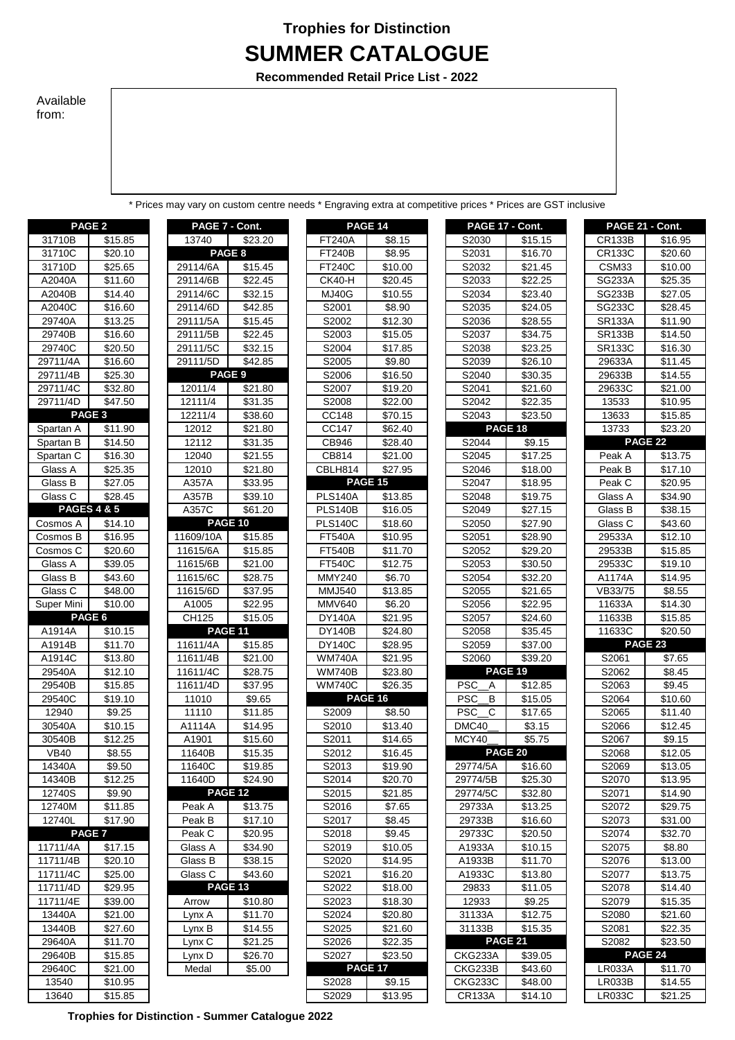# Trophies for Distinction

## SUMMER CATALOGUE

**Recommended Retail Price List - 2022**

Available from:

\* Prices may vary on custom centre needs \* Engraving extra at competitive prices \* Prices are GST inclusive

| **PAGE 2** | |
|---|---|
| 31710B | $15.85 |
| 31710C | $20.10 |
| 31710D | $25.65 |
| A2040A | $11.60 |
| A2040B | $14.40 |
| A2040C | $16.60 |
| 29740A | $13.25 |
| 29740B | $16.60 |
| 29740C | $20.50 |
| 29711/4A | $16.60 |
| 29711/4B | $25.30 |
| 29711/4C | $32.80 |
| 29711/4D | $47.50 |
| **PAGE 3** | |
| Spartan A | $11.90 |
| Spartan B | $14.50 |
| Spartan C | $16.30 |
| Glass A | $25.35 |
| Glass B | $27.05 |
| Glass C | $28.45 |
| **PAGES 4 & 5** | |
| Cosmos A | $14.10 |
| Cosmos B | $16.95 |
| Cosmos C | $20.60 |
| Glass A | $39.05 |
| Glass B | $43.60 |
| Glass C | $48.00 |
| Super Mini | $10.00 |
| **PAGE 6** | |
| A1914A | $10.15 |
| A1914B | $11.70 |
| A1914C | $13.80 |
| 29540A | $12.10 |
| 29540B | $15.85 |
| 29540C | $19.10 |
| 12940 | $9.25 |
| 30540A | $10.15 |
| 30540B | $12.25 |
| VB40 | $8.55 |
| 14340A | $9.50 |
| 14340B | $12.25 |
| 12740S | $9.90 |
| 12740M | $11.85 |
| 12740L | $17.90 |
| **PAGE 7** | |
| 11711/4A | $17.15 |
| 11711/4B | $20.10 |
| 11711/4C | $25.00 |
| 11711/4D | $29.95 |
| 11711/4E | $39.00 |
| 13440A | $21.00 |
| 13440B | $27.60 |
| 29640A | $11.70 |
| 29640B | $15.85 |
| 29640C | $21.00 |
| 13540 | $10.95 |
| 13640 | $15.85 |

| **PAGE 7 - Cont.** | |
|---|---|
| 13740 | $23.20 |
| **PAGE 8** | |
| 29114/6A | $15.45 |
| 29114/6B | $22.45 |
| 29114/6C | $32.15 |
| 29114/6D | $42.85 |
| 29111/5A | $15.45 |
| 29111/5B | $22.45 |
| 29111/5C | $32.15 |
| 29111/5D | $42.85 |
| **PAGE 9** | |
| 12011/4 | $21.80 |
| 12111/4 | $31.35 |
| 12211/4 | $38.60 |
| 12012 | $21.80 |
| 12112 | $31.35 |
| 12040 | $21.55 |
| 12010 | $21.80 |
| A357A | $33.95 |
| A357B | $39.10 |
| A357C | $61.20 |
| **PAGE 10** | |
| 11609/10A | $15.85 |
| 11615/6A | $15.85 |
| 11615/6B | $21.00 |
| 11615/6C | $28.75 |
| 11615/6D | $37.95 |
| A1005 | $22.95 |
| CH125 | $15.05 |
| **PAGE 11** | |
| 11611/4A | $15.85 |
| 11611/4B | $21.00 |
| 11611/4C | $28.75 |
| 11611/4D | $37.95 |
| 11010 | $9.65 |
| 11110 | $11.85 |
| A1114A | $14.95 |
| A1901 | $15.60 |
| 11640B | $15.35 |
| 11640C | $19.85 |
| 11640D | $24.90 |
| **PAGE 12** | |
| Peak A | $13.75 |
| Peak B | $17.10 |
| Peak C | $20.95 |
| Glass A | $34.90 |
| Glass B | $38.15 |
| Glass C | $43.60 |
| **PAGE 13** | |
| Arrow | $10.80 |
| Lynx A | $11.70 |
| Lynx B | $14.55 |
| Lynx C | $21.25 |
| Lynx D | $26.70 |
| Medal | $5.00 |

| **PAGE 14** | |
|---|---|
| FT240A | $8.15 |
| FT240B | $8.95 |
| FT240C | $10.00 |
| CK40-H | $20.45 |
| MJ40G | $10.55 |
| S2001 | $8.90 |
| S2002 | $12.30 |
| S2003 | $15.05 |
| S2004 | $17.85 |
| S2005 | $9.80 |
| S2006 | $16.50 |
| S2007 | $19.20 |
| S2008 | $22.00 |
| CC148 | $70.15 |
| CC147 | $62.40 |
| CB946 | $28.40 |
| CB814 | $21.00 |
| CBLH814 | $27.95 |
| **PAGE 15** | |
| PLS140A | $13.85 |
| PLS140B | $16.05 |
| PLS140C | $18.60 |
| FT540A | $10.95 |
| FT540B | $11.70 |
| FT540C | $12.75 |
| MMY240 | $6.70 |
| MMJ540 | $13.85 |
| MMV640 | $6.20 |
| DY140A | $21.95 |
| DY140B | $24.80 |
| DY140C | $28.95 |
| WM740A | $21.95 |
| WM740B | $23.80 |
| WM740C | $26.35 |
| **PAGE 16** | |
| S2009 | $8.50 |
| S2010 | $13.40 |
| S2011 | $14.65 |
| S2012 | $16.45 |
| S2013 | $19.90 |
| S2014 | $20.70 |
| S2015 | $21.85 |
| S2016 | $7.65 |
| S2017 | $8.45 |
| S2018 | $9.45 |
| S2019 | $10.05 |
| S2020 | $14.95 |
| S2021 | $16.20 |
| S2022 | $18.00 |
| S2023 | $18.30 |
| S2024 | $20.80 |
| S2025 | $21.60 |
| S2026 | $22.35 |
| S2027 | $23.50 |
| **PAGE 17** | |
| S2028 | $9.15 |
| S2029 | $13.95 |

| **PAGE 17 - Cont.** | |
|---|---|
| S2030 | $15.15 |
| S2031 | $16.70 |
| S2032 | $21.45 |
| S2033 | $22.25 |
| S2034 | $23.40 |
| S2035 | $24.05 |
| S2036 | $28.55 |
| S2037 | $34.75 |
| S2038 | $23.25 |
| S2039 | $26.10 |
| S2040 | $30.35 |
| S2041 | $21.60 |
| S2042 | $22.35 |
| S2043 | $23.50 |
| **PAGE 18** | |
| S2044 | $9.15 |
| S2045 | $17.25 |
| S2046 | $18.00 |
| S2047 | $18.95 |
| S2048 | $19.75 |
| S2049 | $27.15 |
| S2050 | $27.90 |
| S2051 | $28.90 |
| S2052 | $29.20 |
| S2053 | $30.50 |
| S2054 | $32.20 |
| S2055 | $21.65 |
| S2056 | $22.95 |
| S2057 | $24.60 |
| S2058 | $35.45 |
| S2059 | $37.00 |
| S2060 | $39.20 |
| **PAGE 19** | |
| PSC__A | $12.85 |
| PSC__B | $15.05 |
| PSC__C | $17.65 |
| DMC40__ | $3.15 |
| MCY40__ | $5.75 |
| **PAGE 20** | |
| 29774/5A | $16.60 |
| 29774/5B | $25.30 |
| 29774/5C | $32.80 |
| 29733A | $13.25 |
| 29733B | $16.60 |
| 29733C | $20.50 |
| A1933A | $10.15 |
| A1933B | $11.70 |
| A1933C | $13.80 |
| 29833 | $11.05 |
| 12933 | $9.25 |
| 31133A | $12.75 |
| 31133B | $15.35 |
| **PAGE 21** | |
| CKG233A | $39.05 |
| CKG233B | $43.60 |
| CKG233C | $48.00 |
| CR133A | $14.10 |

| **PAGE 21 - Cont.** | |
|---|---|
| CR133B | $16.95 |
| CR133C | $20.60 |
| CSM33 | $10.00 |
| SG233A | $25.35 |
| SG233B | $27.05 |
| SG233C | $28.45 |
| SR133A | $11.90 |
| SR133B | $14.50 |
| SR133C | $16.30 |
| 29633A | $11.45 |
| 29633B | $14.55 |
| 29633C | $21.00 |
| 13533 | $10.95 |
| 13633 | $15.85 |
| 13733 | $23.20 |
| **PAGE 22** | |
| Peak A | $13.75 |
| Peak B | $17.10 |
| Peak C | $20.95 |
| Glass A | $34.90 |
| Glass B | $38.15 |
| Glass C | $43.60 |
| 29533A | $12.10 |
| 29533B | $15.85 |
| 29533C | $19.10 |
| A1174A | $14.95 |
| VB33/75 | $8.55 |
| 11633A | $14.30 |
| 11633B | $15.85 |
| 11633C | $20.50 |
| **PAGE 23** | |
| S2061 | $7.65 |
| S2062 | $8.45 |
| S2063 | $9.45 |
| S2064 | $10.60 |
| S2065 | $11.40 |
| S2066 | $12.45 |
| S2067 | $9.15 |
| S2068 | $12.05 |
| S2069 | $13.05 |
| S2070 | $13.95 |
| S2071 | $14.90 |
| S2072 | $29.75 |
| S2073 | $31.00 |
| S2074 | $32.70 |
| S2075 | $8.80 |
| S2076 | $13.00 |
| S2077 | $13.75 |
| S2078 | $14.40 |
| S2079 | $15.35 |
| S2080 | $21.60 |
| S2081 | $22.35 |
| S2082 | $23.50 |
| **PAGE 24** | |
| LR033A | $11.70 |
| LR033B | $14.55 |
| LR033C | $21.25 |

**Trophies for Distinction - Summer Catalogue 2022**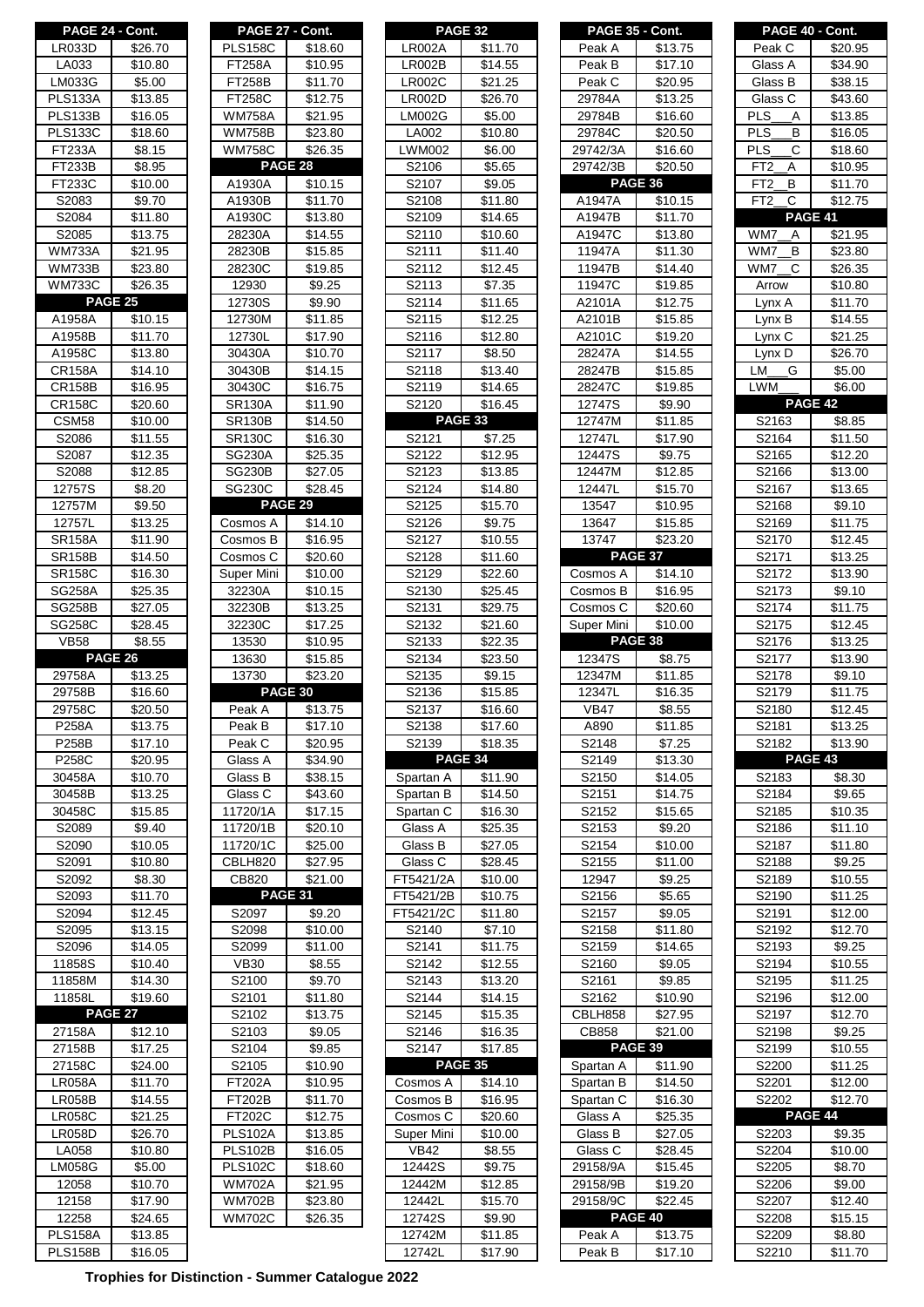| PAGE 24 - Cont. | |
|---|---|
| LR033D | $26.70 |
| LA033 | $10.80 |
| LM033G | $5.00 |
| PLS133A | $13.85 |
| PLS133B | $16.05 |
| PLS133C | $18.60 |
| FT233A | $8.15 |
| FT233B | $8.95 |
| FT233C | $10.00 |
| S2083 | $9.70 |
| S2084 | $11.80 |
| S2085 | $13.75 |
| WM733A | $21.95 |
| WM733B | $23.80 |
| WM733C | $26.35 |
| **PAGE 25** | |
| A1958A | $10.15 |
| A1958B | $11.70 |
| A1958C | $13.80 |
| CR158A | $14.10 |
| CR158B | $16.95 |
| CR158C | $20.60 |
| CSM58 | $10.00 |
| S2086 | $11.55 |
| S2087 | $12.35 |
| S2088 | $12.85 |
| 12757S | $8.20 |
| 12757M | $9.50 |
| 12757L | $13.25 |
| SR158A | $11.90 |
| SR158B | $14.50 |
| SR158C | $16.30 |
| SG258A | $25.35 |
| SG258B | $27.05 |
| SG258C | $28.45 |
| VB58 | $8.55 |
| **PAGE 26** | |
| 29758A | $13.25 |
| 29758B | $16.60 |
| 29758C | $20.50 |
| P258A | $13.75 |
| P258B | $17.10 |
| P258C | $20.95 |
| 30458A | $10.70 |
| 30458B | $13.25 |
| 30458C | $15.85 |
| S2089 | $9.40 |
| S2090 | $10.05 |
| S2091 | $10.80 |
| S2092 | $8.30 |
| S2093 | $11.70 |
| S2094 | $12.45 |
| S2095 | $13.15 |
| S2096 | $14.05 |
| 11858S | $10.40 |
| 11858M | $14.30 |
| 11858L | $19.60 |
| **PAGE 27** | |
| 27158A | $12.10 |
| 27158B | $17.25 |
| 27158C | $24.00 |
| LR058A | $11.70 |
| LR058B | $14.55 |
| LR058C | $21.25 |
| LR058D | $26.70 |
| LA058 | $10.80 |
| LM058G | $5.00 |
| 12058 | $10.70 |
| 12158 | $17.90 |
| 12258 | $24.65 |
| PLS158A | $13.85 |
| PLS158B | $16.05 |

| PAGE 27 - Cont. | |
|---|---|
| PLS158C | $18.60 |
| FT258A | $10.95 |
| FT258B | $11.70 |
| FT258C | $12.75 |
| WM758A | $21.95 |
| WM758B | $23.80 |
| WM758C | $26.35 |
| **PAGE 28** | |
| A1930A | $10.15 |
| A1930B | $11.70 |
| A1930C | $13.80 |
| 28230A | $14.55 |
| 28230B | $15.85 |
| 28230C | $19.85 |
| 12930 | $9.25 |
| 12730S | $9.90 |
| 12730M | $11.85 |
| 12730L | $17.90 |
| 30430A | $10.70 |
| 30430B | $14.15 |
| 30430C | $16.75 |
| SR130A | $11.90 |
| SR130B | $14.50 |
| SR130C | $16.30 |
| SG230A | $25.35 |
| SG230B | $27.05 |
| SG230C | $28.45 |
| **PAGE 29** | |
| Cosmos A | $14.10 |
| Cosmos B | $16.95 |
| Cosmos C | $20.60 |
| Super Mini | $10.00 |
| 32230A | $10.15 |
| 32230B | $13.25 |
| 32230C | $17.25 |
| 13530 | $10.95 |
| 13630 | $15.85 |
| 13730 | $23.20 |
| **PAGE 30** | |
| Peak A | $13.75 |
| Peak B | $17.10 |
| Peak C | $20.95 |
| Glass A | $34.90 |
| Glass B | $38.15 |
| Glass C | $43.60 |
| 11720/1A | $17.15 |
| 11720/1B | $20.10 |
| 11720/1C | $25.00 |
| CBLH820 | $27.95 |
| CB820 | $21.00 |
| **PAGE 31** | |
| S2097 | $9.20 |
| S2098 | $10.00 |
| S2099 | $11.00 |
| VB30 | $8.55 |
| S2100 | $9.70 |
| S2101 | $11.80 |
| S2102 | $13.75 |
| S2103 | $9.05 |
| S2104 | $9.85 |
| S2105 | $10.90 |
| FT202A | $10.95 |
| FT202B | $11.70 |
| FT202C | $12.75 |
| PLS102A | $13.85 |
| PLS102B | $16.05 |
| PLS102C | $18.60 |
| WM702A | $21.95 |
| WM702B | $23.80 |
| WM702C | $26.35 |

| PAGE 32 | |
|---|---|
| LR002A | $11.70 |
| LR002B | $14.55 |
| LR002C | $21.25 |
| LR002D | $26.70 |
| LM002G | $5.00 |
| LA002 | $10.80 |
| LWM002 | $6.00 |
| S2106 | $5.65 |
| S2107 | $9.05 |
| S2108 | $11.80 |
| S2109 | $14.65 |
| S2110 | $10.60 |
| S2111 | $11.40 |
| S2112 | $12.45 |
| S2113 | $7.35 |
| S2114 | $11.65 |
| S2115 | $12.25 |
| S2116 | $12.80 |
| S2117 | $8.50 |
| S2118 | $13.40 |
| S2119 | $14.65 |
| S2120 | $16.45 |
| **PAGE 33** | |
| S2121 | $7.25 |
| S2122 | $12.95 |
| S2123 | $13.85 |
| S2124 | $14.80 |
| S2125 | $15.70 |
| S2126 | $9.75 |
| S2127 | $10.55 |
| S2128 | $11.60 |
| S2129 | $22.60 |
| S2130 | $25.45 |
| S2131 | $29.75 |
| S2132 | $21.60 |
| S2133 | $22.35 |
| S2134 | $23.50 |
| S2135 | $9.15 |
| S2136 | $15.85 |
| S2137 | $16.60 |
| S2138 | $17.60 |
| S2139 | $18.35 |
| **PAGE 34** | |
| Spartan A | $11.90 |
| Spartan B | $14.50 |
| Spartan C | $16.30 |
| Glass A | $25.35 |
| Glass B | $27.05 |
| Glass C | $28.45 |
| FT5421/2A | $10.00 |
| FT5421/2B | $10.75 |
| FT5421/2C | $11.80 |
| S2140 | $7.10 |
| S2141 | $11.75 |
| S2142 | $12.55 |
| S2143 | $13.20 |
| S2144 | $14.15 |
| S2145 | $15.35 |
| S2146 | $16.35 |
| S2147 | $17.85 |
| **PAGE 35** | |
| Cosmos A | $14.10 |
| Cosmos B | $16.95 |
| Cosmos C | $20.60 |
| Super Mini | $10.00 |
| VB42 | $8.55 |
| 12442S | $9.75 |
| 12442M | $12.85 |
| 12442L | $15.70 |
| 12742S | $9.90 |
| 12742M | $11.85 |
| 12742L | $17.90 |

| PAGE 35 - Cont. | |
|---|---|
| Peak A | $13.75 |
| Peak B | $17.10 |
| Peak C | $20.95 |
| 29784A | $13.25 |
| 29784B | $16.60 |
| 29784C | $20.50 |
| 29742/3A | $16.60 |
| 29742/3B | $20.50 |
| **PAGE 36** | |
| A1947A | $10.15 |
| A1947B | $11.70 |
| A1947C | $13.80 |
| 11947A | $11.30 |
| 11947B | $14.40 |
| 11947C | $19.85 |
| A2101A | $12.75 |
| A2101B | $15.85 |
| A2101C | $19.20 |
| 28247A | $14.55 |
| 28247B | $15.85 |
| 28247C | $19.85 |
| 12747S | $9.90 |
| 12747M | $11.85 |
| 12747L | $17.90 |
| 12447S | $9.75 |
| 12447M | $12.85 |
| 12447L | $15.70 |
| 13547 | $10.95 |
| 13647 | $15.85 |
| 13747 | $23.20 |
| **PAGE 37** | |
| Cosmos A | $14.10 |
| Cosmos B | $16.95 |
| Cosmos C | $20.60 |
| Super Mini | $10.00 |
| **PAGE 38** | |
| 12347S | $8.75 |
| 12347M | $11.85 |
| 12347L | $16.35 |
| VB47 | $8.55 |
| A890 | $11.85 |
| S2148 | $7.25 |
| S2149 | $13.30 |
| S2150 | $14.05 |
| S2151 | $14.75 |
| S2152 | $15.65 |
| S2153 | $9.20 |
| S2154 | $10.00 |
| S2155 | $11.00 |
| 12947 | $9.25 |
| S2156 | $5.65 |
| S2157 | $9.05 |
| S2158 | $11.80 |
| S2159 | $14.65 |
| S2160 | $9.05 |
| S2161 | $9.85 |
| S2162 | $10.90 |
| CBLH858 | $27.95 |
| CB858 | $21.00 |
| **PAGE 39** | |
| Spartan A | $11.90 |
| Spartan B | $14.50 |
| Spartan C | $16.30 |
| Glass A | $25.35 |
| Glass B | $27.05 |
| Glass C | $28.45 |
| 29158/9A | $15.45 |
| 29158/9B | $19.20 |
| 29158/9C | $22.45 |
| **PAGE 40** | |
| Peak A | $13.75 |
| Peak B | $17.10 |

| PAGE 40 - Cont. | |
|---|---|
| Peak C | $20.95 |
| Glass A | $34.90 |
| Glass B | $38.15 |
| Glass C | $43.60 |
| PLS___A | $13.85 |
| PLS___B | $16.05 |
| PLS___C | $18.60 |
| FT2__A | $10.95 |
| FT2__B | $11.70 |
| FT2__C | $12.75 |
| **PAGE 41** | |
| WM7__A | $21.95 |
| WM7__B | $23.80 |
| WM7__C | $26.35 |
| Arrow | $10.80 |
| Lynx A | $11.70 |
| Lynx B | $14.55 |
| Lynx C | $21.25 |
| Lynx D | $26.70 |
| LM___G | $5.00 |
| LWM___ | $6.00 |
| **PAGE 42** | |
| S2163 | $8.85 |
| S2164 | $11.50 |
| S2165 | $12.20 |
| S2166 | $13.00 |
| S2167 | $13.65 |
| S2168 | $9.10 |
| S2169 | $11.75 |
| S2170 | $12.45 |
| S2171 | $13.25 |
| S2172 | $13.90 |
| S2173 | $9.10 |
| S2174 | $11.75 |
| S2175 | $12.45 |
| S2176 | $13.25 |
| S2177 | $13.90 |
| S2178 | $9.10 |
| S2179 | $11.75 |
| S2180 | $12.45 |
| S2181 | $13.25 |
| S2182 | $13.90 |
| **PAGE 43** | |
| S2183 | $8.30 |
| S2184 | $9.65 |
| S2185 | $10.35 |
| S2186 | $11.10 |
| S2187 | $11.80 |
| S2188 | $9.25 |
| S2189 | $10.55 |
| S2190 | $11.25 |
| S2191 | $12.00 |
| S2192 | $12.70 |
| S2193 | $9.25 |
| S2194 | $10.55 |
| S2195 | $11.25 |
| S2196 | $12.00 |
| S2197 | $12.70 |
| S2198 | $9.25 |
| S2199 | $10.55 |
| S2200 | $11.25 |
| S2201 | $12.00 |
| S2202 | $12.70 |
| **PAGE 44** | |
| S2203 | $9.35 |
| S2204 | $10.00 |
| S2205 | $8.70 |
| S2206 | $9.00 |
| S2207 | $12.40 |
| S2208 | $15.15 |
| S2209 | $8.80 |
| S2210 | $11.70 |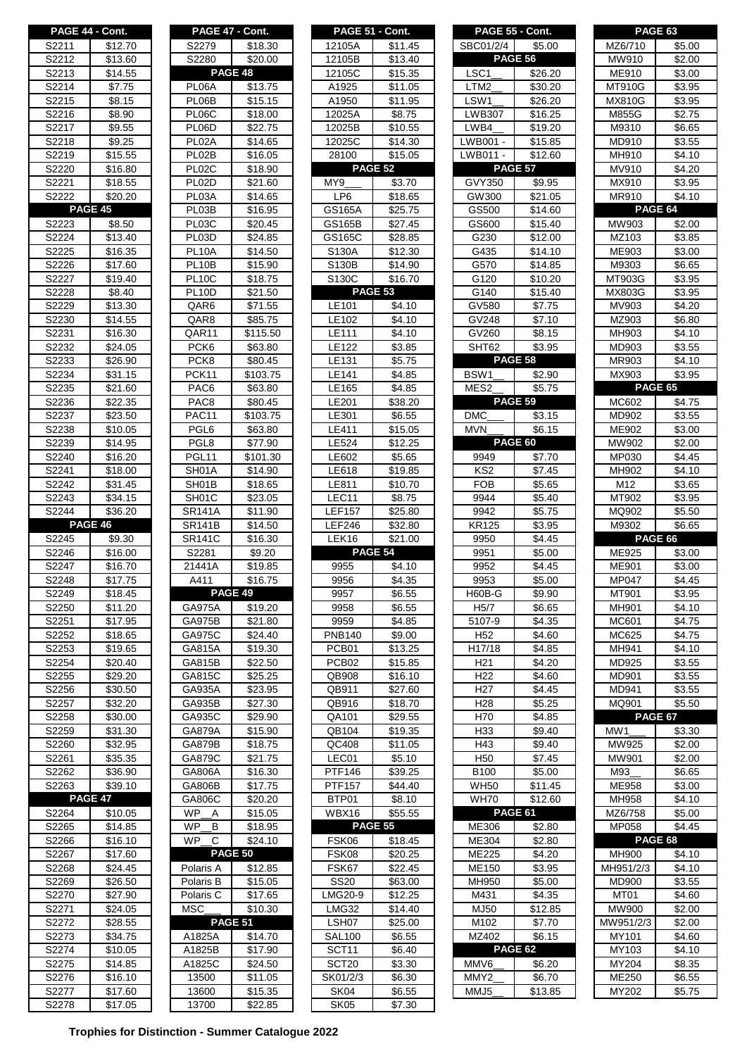| PAGE 44 - Cont. | |
|---|---|
| S2211 | $12.70 |
| S2212 | $13.60 |
| S2213 | $14.55 |
| S2214 | $7.75 |
| S2215 | $8.15 |
| S2216 | $8.90 |
| S2217 | $9.55 |
| S2218 | $9.25 |
| S2219 | $15.55 |
| S2220 | $16.80 |
| S2221 | $18.55 |
| S2222 | $20.20 |
| **PAGE 45** | |
| S2223 | $8.50 |
| S2224 | $13.40 |
| S2225 | $16.35 |
| S2226 | $17.60 |
| S2227 | $19.40 |
| S2228 | $8.40 |
| S2229 | $13.30 |
| S2230 | $14.55 |
| S2231 | $16.30 |
| S2232 | $24.05 |
| S2233 | $26.90 |
| S2234 | $31.15 |
| S2235 | $21.60 |
| S2236 | $22.35 |
| S2237 | $23.50 |
| S2238 | $10.05 |
| S2239 | $14.95 |
| S2240 | $16.20 |
| S2241 | $18.00 |
| S2242 | $31.45 |
| S2243 | $34.15 |
| S2244 | $36.20 |
| **PAGE 46** | |
| S2245 | $9.30 |
| S2246 | $16.00 |
| S2247 | $16.70 |
| S2248 | $17.75 |
| S2249 | $18.45 |
| S2250 | $11.20 |
| S2251 | $17.95 |
| S2252 | $18.65 |
| S2253 | $19.65 |
| S2254 | $20.40 |
| S2255 | $29.20 |
| S2256 | $30.50 |
| S2257 | $32.20 |
| S2258 | $30.00 |
| S2259 | $31.30 |
| S2260 | $32.95 |
| S2261 | $35.35 |
| S2262 | $36.90 |
| S2263 | $39.10 |
| **PAGE 47** | |
| S2264 | $10.05 |
| S2265 | $14.85 |
| S2266 | $16.10 |
| S2267 | $17.60 |
| S2268 | $24.45 |
| S2269 | $26.50 |
| S2270 | $27.90 |
| S2271 | $24.05 |
| S2272 | $28.55 |
| S2273 | $34.75 |
| S2274 | $10.05 |
| S2275 | $14.85 |
| S2276 | $16.10 |
| S2277 | $17.60 |
| S2278 | $17.05 |

| PAGE 47 - Cont. | |
|---|---|
| S2279 | $18.30 |
| S2280 | $20.00 |
| **PAGE 48** | |
| PL06A | $13.75 |
| PL06B | $15.15 |
| PL06C | $18.00 |
| PL06D | $22.75 |
| PL02A | $14.65 |
| PL02B | $16.05 |
| PL02C | $18.90 |
| PL02D | $21.60 |
| PL03A | $14.65 |
| PL03B | $16.95 |
| PL03C | $20.45 |
| PL03D | $24.85 |
| PL10A | $14.50 |
| PL10B | $15.90 |
| PL10C | $18.75 |
| PL10D | $21.50 |
| QAR6 | $71.55 |
| QAR8 | $85.75 |
| QAR11 | $115.50 |
| PCK6 | $63.80 |
| PCK8 | $80.45 |
| PCK11 | $103.75 |
| PAC6 | $63.80 |
| PAC8 | $80.45 |
| PAC11 | $103.75 |
| PGL6 | $63.80 |
| PGL8 | $77.90 |
| PGL11 | $101.30 |
| SH01A | $14.90 |
| SH01B | $18.65 |
| SH01C | $23.05 |
| SR141A | $11.90 |
| SR141B | $14.50 |
| SR141C | $16.30 |
| S2281 | $9.20 |
| 21441A | $19.85 |
| A411 | $16.75 |
| **PAGE 49** | |
| GA975A | $19.20 |
| GA975B | $21.80 |
| GA975C | $24.40 |
| GA815A | $19.30 |
| GA815B | $22.50 |
| GA815C | $25.25 |
| GA935A | $23.95 |
| GA935B | $27.30 |
| GA935C | $29.90 |
| GA879A | $15.90 |
| GA879B | $18.75 |
| GA879C | $21.75 |
| GA806A | $16.30 |
| GA806B | $17.75 |
| GA806C | $20.20 |
| WP__A | $15.05 |
| WP__B | $18.95 |
| WP__C | $24.10 |
| **PAGE 50** | |
| Polaris A | $12.85 |
| Polaris B | $15.05 |
| Polaris C | $17.65 |
| MSC____ | $10.30 |
| **PAGE 51** | |
| A1825A | $14.70 |
| A1825B | $17.90 |
| A1825C | $24.50 |
| 13500 | $11.05 |
| 13600 | $15.35 |
| 13700 | $22.85 |

| PAGE 51 - Cont. | |
|---|---|
| 12105A | $11.45 |
| 12105B | $13.40 |
| 12105C | $15.35 |
| A1925 | $11.05 |
| A1950 | $11.95 |
| 12025A | $8.75 |
| 12025B | $10.55 |
| 12025C | $14.30 |
| 28100 | $15.05 |
| **PAGE 52** | |
| MY9___ | $3.70 |
| LP6 | $18.65 |
| GS165A | $25.75 |
| GS165B | $27.45 |
| GS165C | $28.85 |
| S130A | $12.30 |
| S130B | $14.90 |
| S130C | $16.70 |
| **PAGE 53** | |
| LE101 | $4.10 |
| LE102 | $4.10 |
| LE111 | $4.10 |
| LE122 | $3.85 |
| LE131 | $5.75 |
| LE141 | $4.85 |
| LE165 | $4.85 |
| LE201 | $38.20 |
| LE301 | $6.55 |
| LE411 | $15.05 |
| LE524 | $12.25 |
| LE602 | $5.65 |
| LE618 | $19.85 |
| LE811 | $10.70 |
| LEC11 | $8.75 |
| LEF157 | $25.80 |
| LEF246 | $32.80 |
| LEK16 | $21.00 |
| **PAGE 54** | |
| 9955 | $4.10 |
| 9956 | $4.35 |
| 9957 | $6.55 |
| 9958 | $6.55 |
| 9959 | $4.85 |
| PNB140 | $9.00 |
| PCB01 | $13.25 |
| PCB02 | $15.85 |
| QB908 | $16.10 |
| QB911 | $27.60 |
| QB916 | $18.70 |
| QA101 | $29.55 |
| QB104 | $19.35 |
| QC408 | $11.05 |
| LEC01 | $5.10 |
| PTF146 | $39.25 |
| PTF157 | $44.40 |
| BTP01 | $8.10 |
| WBX16 | $55.55 |
| **PAGE 55** | |
| FSK06 | $18.45 |
| FSK08 | $20.25 |
| FSK67 | $22.45 |
| SS20 | $63.00 |
| LMG20-9 | $12.25 |
| LMG32 | $14.40 |
| LSH07 | $25.00 |
| SAL100 | $6.55 |
| SCT11 | $6.40 |
| SCT20 | $3.30 |
| SK01/2/3 | $6.30 |
| SK04 | $6.55 |
| SK05 | $7.30 |

| PAGE 55 - Cont. | |
|---|---|
| SBC01/2/4 | $5.00 |
| **PAGE 56** | |
| LSC1__ | $26.20 |
| LTM2__ | $30.20 |
| LSW1__ | $26.20 |
| LWB307 | $16.25 |
| LWB4__ | $19.20 |
| LWB001 - | $15.85 |
| LWB011 - | $12.60 |
| **PAGE 57** | |
| GVY350 | $9.95 |
| GW300 | $21.05 |
| GS500 | $14.60 |
| GS600 | $15.40 |
| G230 | $12.00 |
| G435 | $14.10 |
| G570 | $14.85 |
| G120 | $10.20 |
| G140 | $15.40 |
| GV580 | $7.75 |
| GV248 | $7.10 |
| GV260 | $8.15 |
| SHT62 | $3.95 |
| **PAGE 58** | |
| BSW1__ | $2.90 |
| MES2__ | $5.75 |
| **PAGE 59** | |
| DMC___ | $3.15 |
| MVN___ | $6.15 |
| **PAGE 60** | |
| 9949 | $7.70 |
| KS2 | $7.45 |
| FOB | $5.65 |
| 9944 | $5.40 |
| 9942 | $5.75 |
| KR125 | $3.95 |
| 9950 | $4.45 |
| 9951 | $5.00 |
| 9952 | $4.45 |
| 9953 | $5.00 |
| H60B-G | $9.90 |
| H5/7 | $6.65 |
| 5107-9 | $4.35 |
| H52 | $4.60 |
| H17/18 | $4.85 |
| H21 | $4.20 |
| H22 | $4.60 |
| H27 | $4.45 |
| H28 | $5.25 |
| H70 | $4.85 |
| H33 | $9.40 |
| H43 | $9.40 |
| H50 | $7.45 |
| B100 | $5.00 |
| WH50 | $11.45 |
| WH70 | $12.60 |
| **PAGE 61** | |
| ME306 | $2.80 |
| ME304 | $2.80 |
| ME225 | $4.20 |
| ME150 | $3.95 |
| MH950 | $5.00 |
| M431 | $4.35 |
| MJ50 | $12.85 |
| M102 | $7.70 |
| MZ402 | $6.15 |
| **PAGE 62** | |
| MMV6__ | $6.20 |
| MMY2__ | $6.70 |
| MMJ5__ | $13.85 |

| PAGE 63 | |
|---|---|
| MZ6/710 | $5.00 |
| MW910 | $2.00 |
| ME910 | $3.00 |
| MT910G | $3.95 |
| MX810G | $3.95 |
| M855G | $2.75 |
| M9310 | $6.65 |
| MD910 | $3.55 |
| MH910 | $4.10 |
| MV910 | $4.20 |
| MX910 | $3.95 |
| MR910 | $4.10 |
| **PAGE 64** | |
| MW903 | $2.00 |
| MZ103 | $3.85 |
| ME903 | $3.00 |
| M9303 | $6.65 |
| MT903G | $3.95 |
| MX803G | $3.95 |
| MV903 | $4.20 |
| MZ903 | $6.80 |
| MH903 | $4.10 |
| MD903 | $3.55 |
| MR903 | $4.10 |
| MX903 | $3.95 |
| **PAGE 65** | |
| MC602 | $4.75 |
| MD902 | $3.55 |
| ME902 | $3.00 |
| MW902 | $2.00 |
| MP030 | $4.45 |
| MH902 | $4.10 |
| M12 | $3.65 |
| MT902 | $3.95 |
| MQ902 | $5.50 |
| M9302 | $6.65 |
| **PAGE 66** | |
| ME925 | $3.00 |
| ME901 | $3.00 |
| MP047 | $4.45 |
| MT901 | $3.95 |
| MH901 | $4.10 |
| MC601 | $4.75 |
| MC625 | $4.75 |
| MH941 | $4.10 |
| MD925 | $3.55 |
| MD901 | $3.55 |
| MD941 | $3.55 |
| MQ901 | $5.50 |
| **PAGE 67** | |
| MW1___ | $3.30 |
| MW925 | $2.00 |
| MW901 | $2.00 |
| M93__ | $6.65 |
| ME958 | $3.00 |
| MH958 | $4.10 |
| MZ6/758 | $5.00 |
| MP058 | $4.45 |
| **PAGE 68** | |
| MH900 | $4.10 |
| MH951/2/3 | $4.10 |
| MD900 | $3.55 |
| MT01 | $4.60 |
| MW900 | $2.00 |
| MW951/2/3 | $2.00 |
| MY101 | $4.60 |
| MY103 | $4.10 |
| MY204 | $8.35 |
| ME250 | $6.55 |
| MY202 | $5.75 |

**Trophies for Distinction - Summer Catalogue 2022**